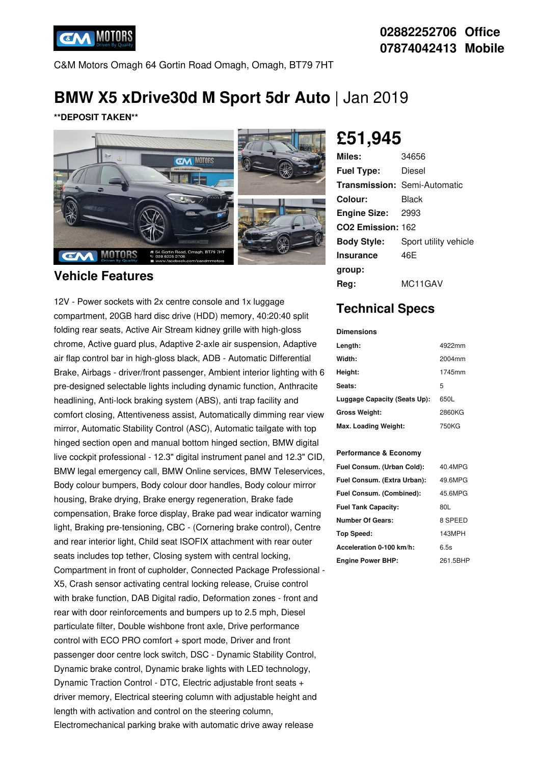02882252706 Office
07874042413 Mobile

C&M Motors Omagh 64 Gortin Road Omagh, Omagh, BT79 7HT

# BMW X5 xDrive30d M Sport 5dr Auto | Jan 2019

**\*\*DEPOSIT TAKEN\*\***

## £51,945

| | |
|---|---|
| **Miles:** | 34656 |
| **Fuel Type:** | Diesel |
| **Transmission:** | Semi-Automatic |
| **Colour:** | Black |
| **Engine Size:** | 2993 |
| **CO2 Emission:** | 162 |
| **Body Style:** | Sport utility vehicle |
| **Insurance group:** | 46E |
| **Reg:** | MC11GAV |

## Technical Specs

**Dimensions**

| | |
|---|---|
| **Length:** | 4922mm |
| **Width:** | 2004mm |
| **Height:** | 1745mm |
| **Seats:** | 5 |
| **Luggage Capacity (Seats Up):** | 650L |
| **Gross Weight:** | 2860KG |
| **Max. Loading Weight:** | 750KG |

**Performance & Economy**

| | |
|---|---|
| **Fuel Consum. (Urban Cold):** | 40.4MPG |
| **Fuel Consum. (Extra Urban):** | 49.6MPG |
| **Fuel Consum. (Combined):** | 45.6MPG |
| **Fuel Tank Capacity:** | 80L |
| **Number Of Gears:** | 8 SPEED |
| **Top Speed:** | 143MPH |
| **Acceleration 0-100 km/h:** | 6.5s |
| **Engine Power BHP:** | 261.5BHP |

## Vehicle Features

12V - Power sockets with 2x centre console and 1x luggage compartment, 20GB hard disc drive (HDD) memory, 40:20:40 split folding rear seats, Active Air Stream kidney grille with high-gloss chrome, Active guard plus, Adaptive 2-axle air suspension, Adaptive air flap control bar in high-gloss black, ADB - Automatic Differential Brake, Airbags - driver/front passenger, Ambient interior lighting with 6 pre-designed selectable lights including dynamic function, Anthracite headlining, Anti-lock braking system (ABS), anti trap facility and comfort closing, Attentiveness assist, Automatically dimming rear view mirror, Automatic Stability Control (ASC), Automatic tailgate with top hinged section open and manual bottom hinged section, BMW digital live cockpit professional - 12.3" digital instrument panel and 12.3" CID, BMW legal emergency call, BMW Online services, BMW Teleservices, Body colour bumpers, Body colour door handles, Body colour mirror housing, Brake drying, Brake energy regeneration, Brake fade compensation, Brake force display, Brake pad wear indicator warning light, Braking pre-tensioning, CBC - (Cornering brake control), Centre and rear interior light, Child seat ISOFIX attachment with rear outer seats includes top tether, Closing system with central locking, Compartment in front of cupholder, Connected Package Professional - X5, Crash sensor activating central locking release, Cruise control with brake function, DAB Digital radio, Deformation zones - front and rear with door reinforcements and bumpers up to 2.5 mph, Diesel particulate filter, Double wishbone front axle, Drive performance control with ECO PRO comfort + sport mode, Driver and front passenger door centre lock switch, DSC - Dynamic Stability Control, Dynamic brake control, Dynamic brake lights with LED technology, Dynamic Traction Control - DTC, Electric adjustable front seats + driver memory, Electrical steering column with adjustable height and length with activation and control on the steering column, Electromechanical parking brake with automatic drive away release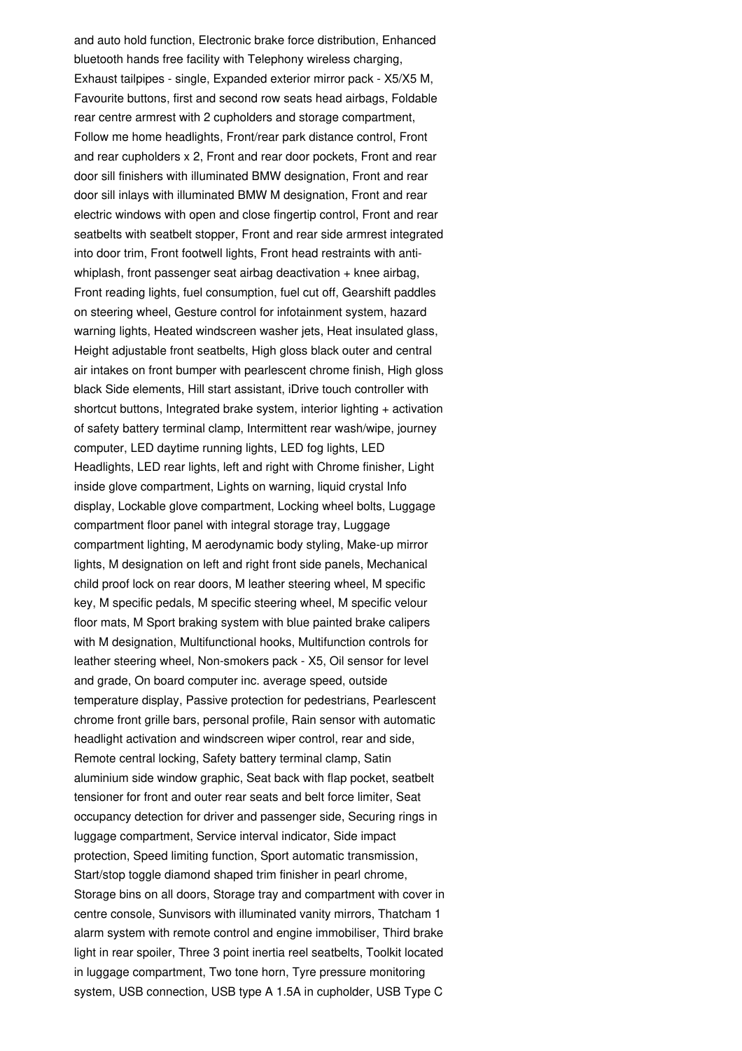and auto hold function, Electronic brake force distribution, Enhanced bluetooth hands free facility with Telephony wireless charging, Exhaust tailpipes - single, Expanded exterior mirror pack - X5/X5 M, Favourite buttons, first and second row seats head airbags, Foldable rear centre armrest with 2 cupholders and storage compartment, Follow me home headlights, Front/rear park distance control, Front and rear cupholders x 2, Front and rear door pockets, Front and rear door sill finishers with illuminated BMW designation, Front and rear door sill inlays with illuminated BMW M designation, Front and rear electric windows with open and close fingertip control, Front and rear seatbelts with seatbelt stopper, Front and rear side armrest integrated into door trim, Front footwell lights, Front head restraints with anti-whiplash, front passenger seat airbag deactivation + knee airbag, Front reading lights, fuel consumption, fuel cut off, Gearshift paddles on steering wheel, Gesture control for infotainment system, hazard warning lights, Heated windscreen washer jets, Heat insulated glass, Height adjustable front seatbelts, High gloss black outer and central air intakes on front bumper with pearlescent chrome finish, High gloss black Side elements, Hill start assistant, iDrive touch controller with shortcut buttons, Integrated brake system, interior lighting + activation of safety battery terminal clamp, Intermittent rear wash/wipe, journey computer, LED daytime running lights, LED fog lights, LED Headlights, LED rear lights, left and right with Chrome finisher, Light inside glove compartment, Lights on warning, liquid crystal Info display, Lockable glove compartment, Locking wheel bolts, Luggage compartment floor panel with integral storage tray, Luggage compartment lighting, M aerodynamic body styling, Make-up mirror lights, M designation on left and right front side panels, Mechanical child proof lock on rear doors, M leather steering wheel, M specific key, M specific pedals, M specific steering wheel, M specific velour floor mats, M Sport braking system with blue painted brake calipers with M designation, Multifunctional hooks, Multifunction controls for leather steering wheel, Non-smokers pack - X5, Oil sensor for level and grade, On board computer inc. average speed, outside temperature display, Passive protection for pedestrians, Pearlescent chrome front grille bars, personal profile, Rain sensor with automatic headlight activation and windscreen wiper control, rear and side, Remote central locking, Safety battery terminal clamp, Satin aluminium side window graphic, Seat back with flap pocket, seatbelt tensioner for front and outer rear seats and belt force limiter, Seat occupancy detection for driver and passenger side, Securing rings in luggage compartment, Service interval indicator, Side impact protection, Speed limiting function, Sport automatic transmission, Start/stop toggle diamond shaped trim finisher in pearl chrome, Storage bins on all doors, Storage tray and compartment with cover in centre console, Sunvisors with illuminated vanity mirrors, Thatcham 1 alarm system with remote control and engine immobiliser, Third brake light in rear spoiler, Three 3 point inertia reel seatbelts, Toolkit located in luggage compartment, Two tone horn, Tyre pressure monitoring system, USB connection, USB type A 1.5A in cupholder, USB Type C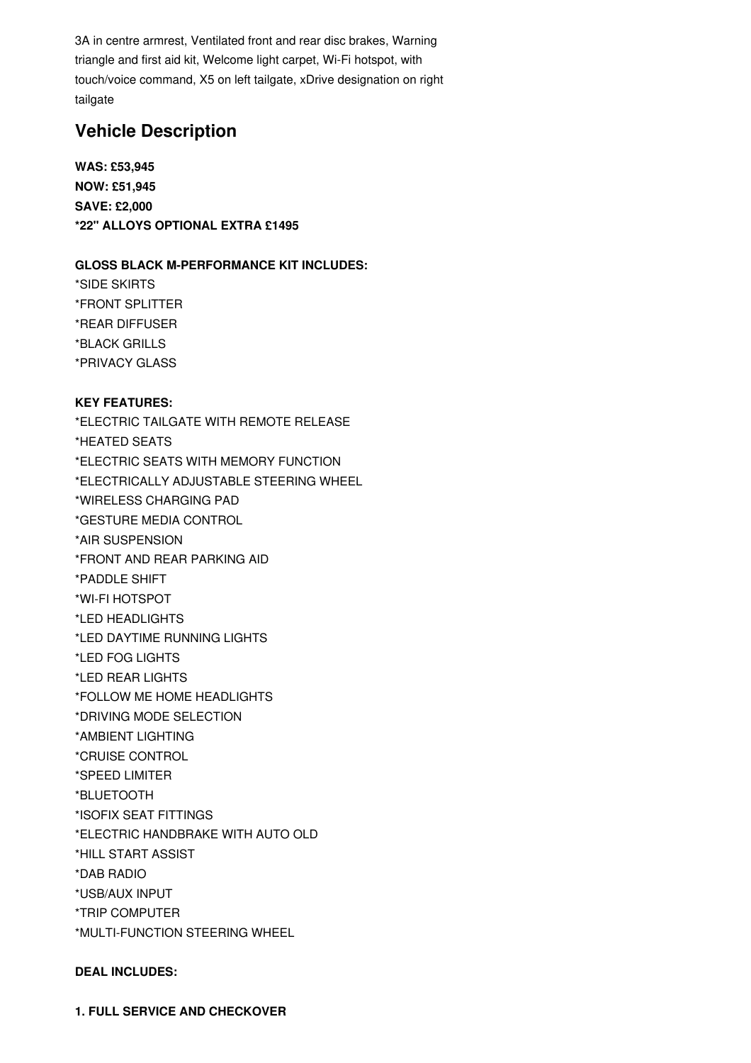3A in centre armrest, Ventilated front and rear disc brakes, Warning triangle and first aid kit, Welcome light carpet, Wi-Fi hotspot, with touch/voice command, X5 on left tailgate, xDrive designation on right tailgate

## Vehicle Description

**WAS: £53,945**
**NOW: £51,945**
**SAVE: £2,000**
**\*22" ALLOYS OPTIONAL EXTRA £1495**

**GLOSS BLACK M-PERFORMANCE KIT INCLUDES:**
*SIDE SKIRTS
*FRONT SPLITTER
*REAR DIFFUSER
*BLACK GRILLS
*PRIVACY GLASS

**KEY FEATURES:**
*ELECTRIC TAILGATE WITH REMOTE RELEASE
*HEATED SEATS
*ELECTRIC SEATS WITH MEMORY FUNCTION
*ELECTRICALLY ADJUSTABLE STEERING WHEEL
*WIRELESS CHARGING PAD
*GESTURE MEDIA CONTROL
*AIR SUSPENSION
*FRONT AND REAR PARKING AID
*PADDLE SHIFT
*WI-FI HOTSPOT
*LED HEADLIGHTS
*LED DAYTIME RUNNING LIGHTS
*LED FOG LIGHTS
*LED REAR LIGHTS
*FOLLOW ME HOME HEADLIGHTS
*DRIVING MODE SELECTION
*AMBIENT LIGHTING
*CRUISE CONTROL
*SPEED LIMITER
*BLUETOOTH
*ISOFIX SEAT FITTINGS
*ELECTRIC HANDBRAKE WITH AUTO OLD
*HILL START ASSIST
*DAB RADIO
*USB/AUX INPUT
*TRIP COMPUTER
*MULTI-FUNCTION STEERING WHEEL

**DEAL INCLUDES:**

**1. FULL SERVICE AND CHECKOVER**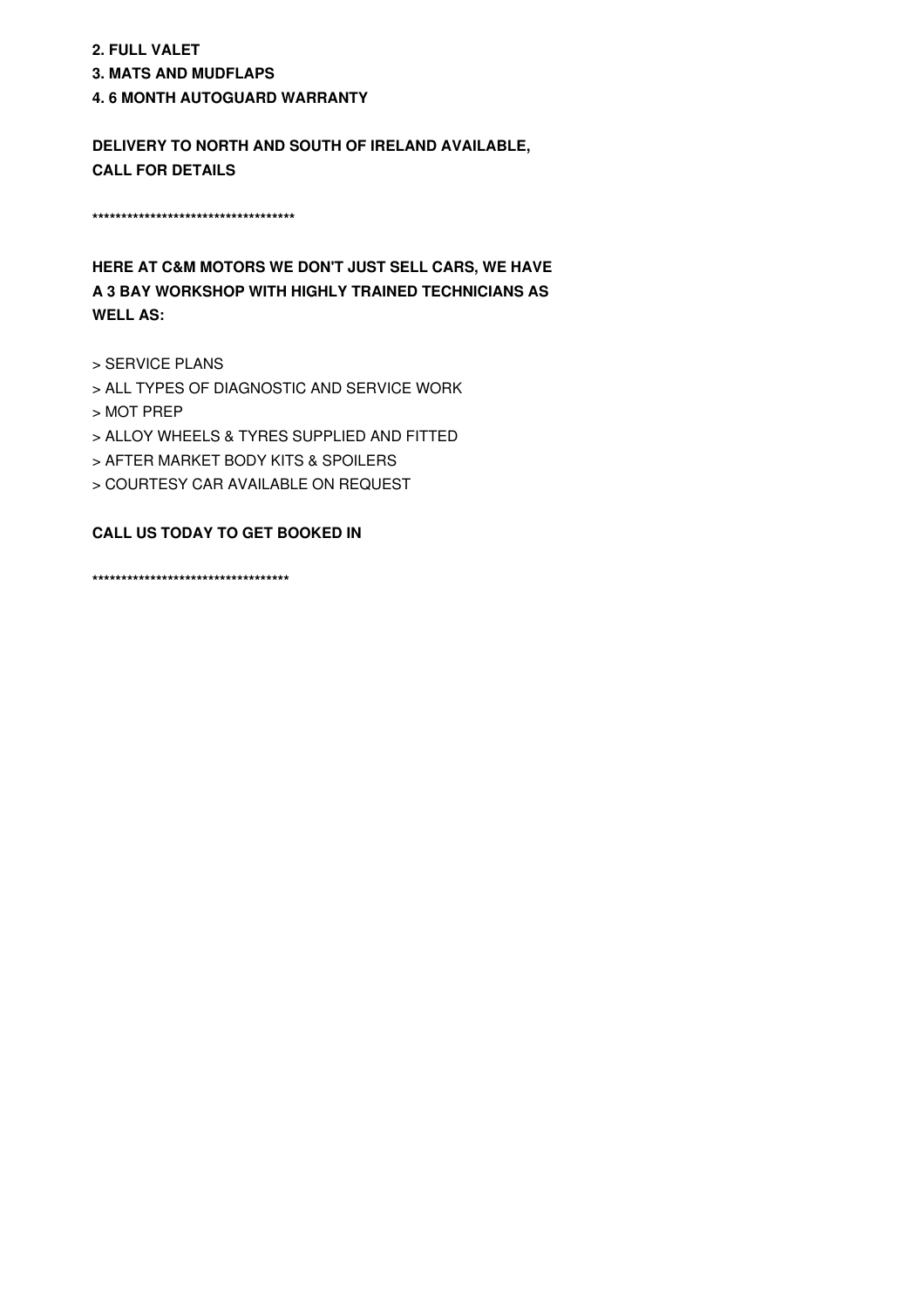**2. FULL VALET**

**3. MATS AND MUDFLAPS**

**4. 6 MONTH AUTOGUARD WARRANTY**

**DELIVERY TO NORTH AND SOUTH OF IRELAND AVAILABLE, CALL FOR DETAILS**

***********************************

**HERE AT C&M MOTORS WE DON'T JUST SELL CARS, WE HAVE A 3 BAY WORKSHOP WITH HIGHLY TRAINED TECHNICIANS AS WELL AS:**

> SERVICE PLANS

> ALL TYPES OF DIAGNOSTIC AND SERVICE WORK

> MOT PREP

> ALLOY WHEELS & TYRES SUPPLIED AND FITTED

> AFTER MARKET BODY KITS & SPOILERS

> COURTESY CAR AVAILABLE ON REQUEST

**CALL US TODAY TO GET BOOKED IN**

**********************************